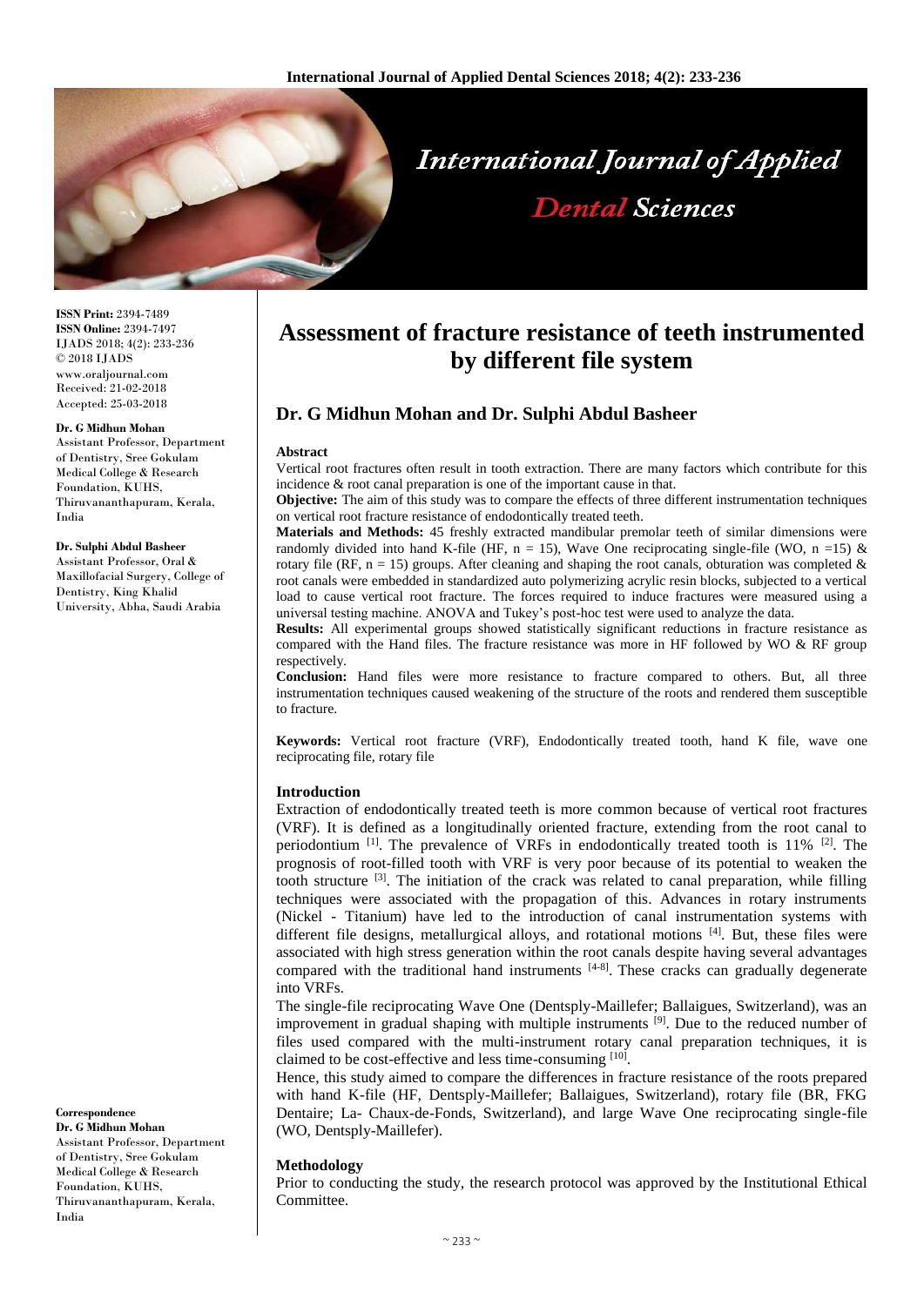# Assessment of fracture resistance of teeth instrumented by different file system

## Dr. G Midhun Mohan and Dr. Sulphi Abdul Basheer

ISSN Print: 2394-7489
ISSN Online: 2394-7497
IJADS 2018; 4(2): 233-236
© 2018 IJADS
www.oraljournal.com
Received: 21-02-2018
Accepted: 25-03-2018

**Dr. G Midhun Mohan**
Assistant Professor, Department of Dentistry, Sree Gokulam Medical College & Research Foundation, KUHS, Thiruvananthapuram, Kerala, India

**Dr. Sulphi Abdul Basheer**
Assistant Professor, Oral & Maxillofacial Surgery, College of Dentistry, King Khalid University, Abha, Saudi Arabia

**Correspondence**
**Dr. G Midhun Mohan**
Assistant Professor, Department of Dentistry, Sree Gokulam Medical College & Research Foundation, KUHS, Thiruvananthapuram, Kerala, India

### Abstract

Vertical root fractures often result in tooth extraction. There are many factors which contribute for this incidence & root canal preparation is one of the important cause in that.

**Objective:** The aim of this study was to compare the effects of three different instrumentation techniques on vertical root fracture resistance of endodontically treated teeth.

**Materials and Methods:** 45 freshly extracted mandibular premolar teeth of similar dimensions were randomly divided into hand K-file (HF, n = 15), Wave One reciprocating single-file (WO, n =15) & rotary file (RF, n = 15) groups. After cleaning and shaping the root canals, obturation was completed & root canals were embedded in standardized auto polymerizing acrylic resin blocks, subjected to a vertical load to cause vertical root fracture. The forces required to induce fractures were measured using a universal testing machine. ANOVA and Tukey's post-hoc test were used to analyze the data.

**Results:** All experimental groups showed statistically significant reductions in fracture resistance as compared with the Hand files. The fracture resistance was more in HF followed by WO & RF group respectively.

**Conclusion:** Hand files were more resistance to fracture compared to others. But, all three instrumentation techniques caused weakening of the structure of the roots and rendered them susceptible to fracture.

**Keywords:** Vertical root fracture (VRF), Endodontically treated tooth, hand K file, wave one reciprocating file, rotary file

### Introduction

Extraction of endodontically treated teeth is more common because of vertical root fractures (VRF). It is defined as a longitudinally oriented fracture, extending from the root canal to periodontium [1]. The prevalence of VRFs in endodontically treated tooth is 11% [2]. The prognosis of root-filled tooth with VRF is very poor because of its potential to weaken the tooth structure [3]. The initiation of the crack was related to canal preparation, while filling techniques were associated with the propagation of this. Advances in rotary instruments (Nickel - Titanium) have led to the introduction of canal instrumentation systems with different file designs, metallurgical alloys, and rotational motions [4]. But, these files were associated with high stress generation within the root canals despite having several advantages compared with the traditional hand instruments [4-8]. These cracks can gradually degenerate into VRFs.

The single-file reciprocating Wave One (Dentsply-Maillefer; Ballaigues, Switzerland), was an improvement in gradual shaping with multiple instruments [9]. Due to the reduced number of files used compared with the multi-instrument rotary canal preparation techniques, it is claimed to be cost-effective and less time-consuming [10].

Hence, this study aimed to compare the differences in fracture resistance of the roots prepared with hand K-file (HF, Dentsply-Maillefer; Ballaigues, Switzerland), rotary file (BR, FKG Dentaire; La- Chaux-de-Fonds, Switzerland), and large Wave One reciprocating single-file (WO, Dentsply-Maillefer).

### Methodology

Prior to conducting the study, the research protocol was approved by the Institutional Ethical Committee.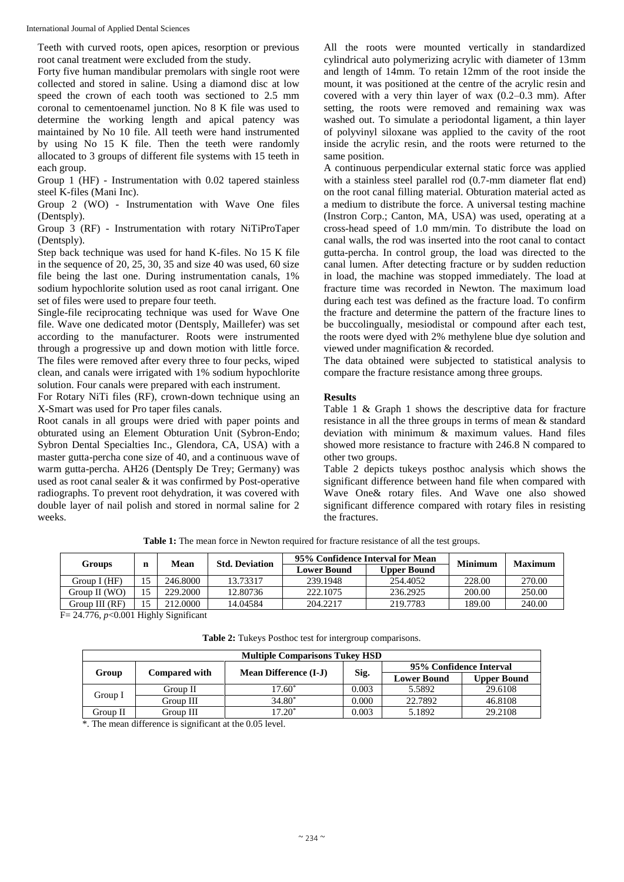Teeth with curved roots, open apices, resorption or previous root canal treatment were excluded from the study.

Forty five human mandibular premolars with single root were collected and stored in saline. Using a diamond disc at low speed the crown of each tooth was sectioned to 2.5 mm coronal to cementoenamel junction. No 8 K file was used to determine the working length and apical patency was maintained by No 10 file. All teeth were hand instrumented by using No 15 K file. Then the teeth were randomly allocated to 3 groups of different file systems with 15 teeth in each group.

Group 1 (HF) - Instrumentation with 0.02 tapered stainless steel K-files (Mani Inc).

Group 2 (WO) - Instrumentation with Wave One files (Dentsply).

Group 3 (RF) - Instrumentation with rotary NiTiProTaper (Dentsply).

Step back technique was used for hand K-files. No 15 K file in the sequence of 20, 25, 30, 35 and size 40 was used, 60 size file being the last one. During instrumentation canals, 1% sodium hypochlorite solution used as root canal irrigant. One set of files were used to prepare four teeth.

Single-file reciprocating technique was used for Wave One file. Wave one dedicated motor (Dentsply, Maillefer) was set according to the manufacturer. Roots were instrumented through a progressive up and down motion with little force. The files were removed after every three to four pecks, wiped clean, and canals were irrigated with 1% sodium hypochlorite solution. Four canals were prepared with each instrument.

For Rotary NiTi files (RF), crown-down technique using an X-Smart was used for Pro taper files canals.

Root canals in all groups were dried with paper points and obturated using an Element Obturation Unit (Sybron-Endo; Sybron Dental Specialties Inc., Glendora, CA, USA) with a master gutta-percha cone size of 40, and a continuous wave of warm gutta-percha. AH26 (Dentsply De Trey; Germany) was used as root canal sealer & it was confirmed by Post-operative radiographs. To prevent root dehydration, it was covered with double layer of nail polish and stored in normal saline for 2 weeks.

All the roots were mounted vertically in standardized cylindrical auto polymerizing acrylic with diameter of 13mm and length of 14mm. To retain 12mm of the root inside the mount, it was positioned at the centre of the acrylic resin and covered with a very thin layer of wax (0.2–0.3 mm). After setting, the roots were removed and remaining wax was washed out. To simulate a periodontal ligament, a thin layer of polyvinyl siloxane was applied to the cavity of the root inside the acrylic resin, and the roots were returned to the same position.

A continuous perpendicular external static force was applied with a stainless steel parallel rod (0.7-mm diameter flat end) on the root canal filling material. Obturation material acted as a medium to distribute the force. A universal testing machine (Instron Corp.; Canton, MA, USA) was used, operating at a cross-head speed of 1.0 mm/min. To distribute the load on canal walls, the rod was inserted into the root canal to contact gutta-percha. In control group, the load was directed to the canal lumen. After detecting fracture or by sudden reduction in load, the machine was stopped immediately. The load at fracture time was recorded in Newton. The maximum load during each test was defined as the fracture load. To confirm the fracture and determine the pattern of the fracture lines to be buccolingually, mesiodistal or compound after each test, the roots were dyed with 2% methylene blue dye solution and viewed under magnification & recorded.

The data obtained were subjected to statistical analysis to compare the fracture resistance among three groups.

## Results

Table 1 & Graph 1 shows the descriptive data for fracture resistance in all the three groups in terms of mean & standard deviation with minimum & maximum values. Hand files showed more resistance to fracture with 246.8 N compared to other two groups.

Table 2 depicts tukeys posthoc analysis which shows the significant difference between hand file when compared with Wave One& rotary files. And Wave one also showed significant difference compared with rotary files in resisting the fractures.

**Table 1:** The mean force in Newton required for fracture resistance of all the test groups.

| Groups | n | Mean | Std. Deviation | 95% Confidence Interval for Mean | | Minimum | Maximum |
|---|---|---|---|---|---|---|---|
| | | | | Lower Bound | Upper Bound | | |
| Group I (HF) | 15 | 246.8000 | 13.73317 | 239.1948 | 254.4052 | 228.00 | 270.00 |
| Group II (WO) | 15 | 229.2000 | 12.80736 | 222.1075 | 236.2925 | 200.00 | 250.00 |
| Group III (RF) | 15 | 212.0000 | 14.04584 | 204.2217 | 219.7783 | 189.00 | 240.00 |

F= 24.776, $p$<0.001 Highly Significant

**Table 2:** Tukeys Posthoc test for intergroup comparisons.

| Multiple Comparisons Tukey HSD | | | | | |
|---|---|---|---|---|---|
| Group | Compared with | Mean Difference (I-J) | Sig. | 95% Confidence Interval | |
| | | | | Lower Bound | Upper Bound |
| Group I | Group II | 17.60* | 0.003 | 5.5892 | 29.6108 |
| | Group III | 34.80* | 0.000 | 22.7892 | 46.8108 |
| Group II | Group III | 17.20* | 0.003 | 5.1892 | 29.2108 |

*. The mean difference is significant at the 0.05 level.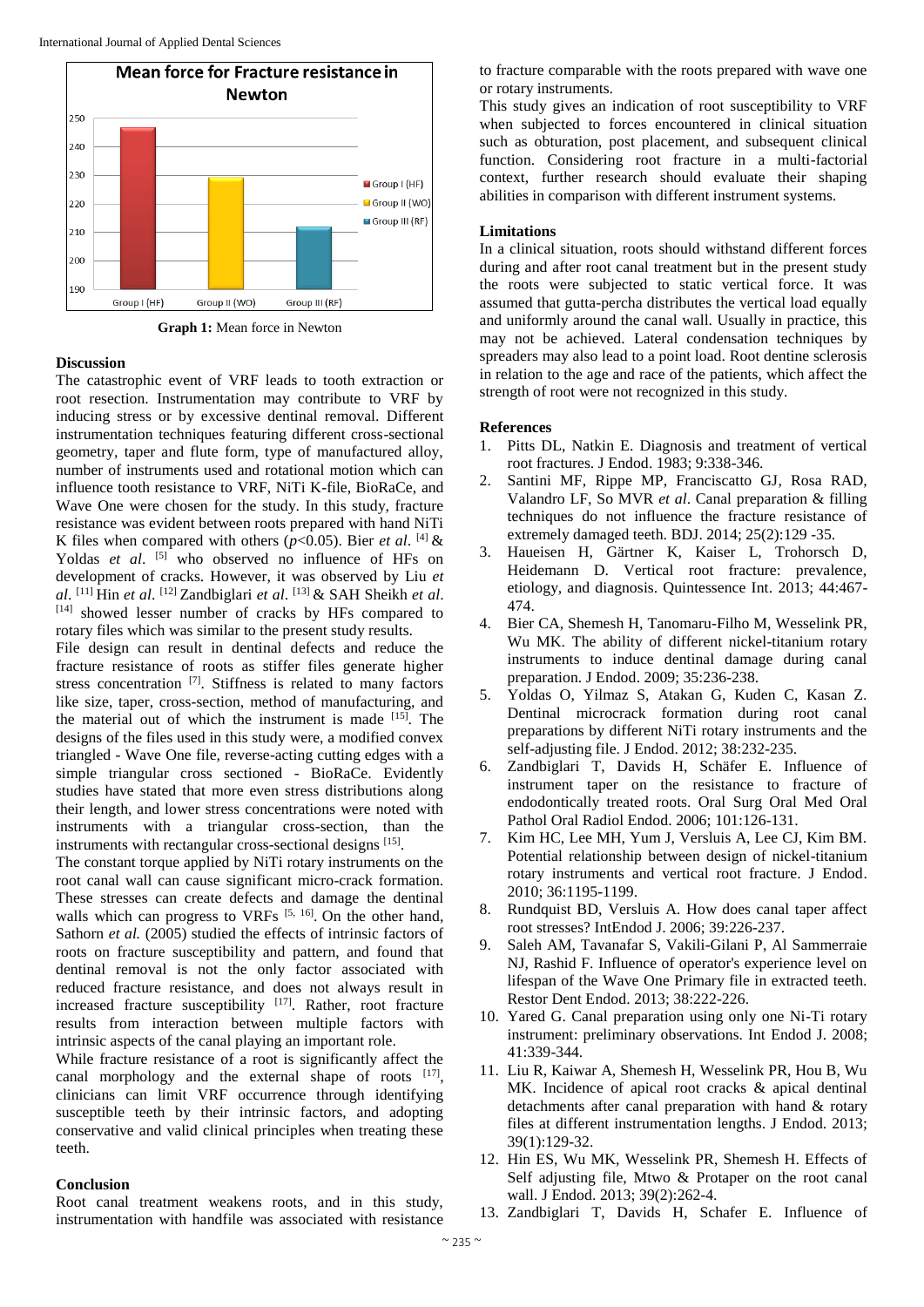**Graph 1:** Mean force in Newton

## Discussion

The catastrophic event of VRF leads to tooth extraction or root resection. Instrumentation may contribute to VRF by inducing stress or by excessive dentinal removal. Different instrumentation techniques featuring different cross-sectional geometry, taper and flute form, type of manufactured alloy, number of instruments used and rotational motion which can influence tooth resistance to VRF, NiTi K-file, BioRaCe, and Wave One were chosen for the study. In this study, fracture resistance was evident between roots prepared with hand NiTi K files when compared with others ($p<0.05$). Bier *et al*. [4] & Yoldas *et al*. [5] who observed no influence of HFs on development of cracks. However, it was observed by Liu *et al*. [11] Hin *et al*. [12] Zandbiglari *et al*. [13] & SAH Sheikh *et al*. [14] showed lesser number of cracks by HFs compared to rotary files which was similar to the present study results.

File design can result in dentinal defects and reduce the fracture resistance of roots as stiffer files generate higher stress concentration [7]. Stiffness is related to many factors like size, taper, cross-section, method of manufacturing, and the material out of which the instrument is made [15]. The designs of the files used in this study were, a modified convex triangled - Wave One file, reverse-acting cutting edges with a simple triangular cross sectioned - BioRaCe. Evidently studies have stated that more even stress distributions along their length, and lower stress concentrations were noted with instruments with a triangular cross-section, than the instruments with rectangular cross-sectional designs [15].

The constant torque applied by NiTi rotary instruments on the root canal wall can cause significant micro-crack formation. These stresses can create defects and damage the dentinal walls which can progress to VRFs [5, 16]. On the other hand, Sathorn *et al.* (2005) studied the effects of intrinsic factors of roots on fracture susceptibility and pattern, and found that dentinal removal is not the only factor associated with reduced fracture resistance, and does not always result in increased fracture susceptibility [17]. Rather, root fracture results from interaction between multiple factors with intrinsic aspects of the canal playing an important role.

While fracture resistance of a root is significantly affect the canal morphology and the external shape of roots [17], clinicians can limit VRF occurrence through identifying susceptible teeth by their intrinsic factors, and adopting conservative and valid clinical principles when treating these teeth.

## Conclusion

Root canal treatment weakens roots, and in this study, instrumentation with handfile was associated with resistance to fracture comparable with the roots prepared with wave one or rotary instruments.

This study gives an indication of root susceptibility to VRF when subjected to forces encountered in clinical situation such as obturation, post placement, and subsequent clinical function. Considering root fracture in a multi-factorial context, further research should evaluate their shaping abilities in comparison with different instrument systems.

## Limitations

In a clinical situation, roots should withstand different forces during and after root canal treatment but in the present study the roots were subjected to static vertical force. It was assumed that gutta-percha distributes the vertical load equally and uniformly around the canal wall. Usually in practice, this may not be achieved. Lateral condensation techniques by spreaders may also lead to a point load. Root dentine sclerosis in relation to the age and race of the patients, which affect the strength of root were not recognized in this study.

## References

1. Pitts DL, Natkin E. Diagnosis and treatment of vertical root fractures. J Endod. 1983; 9:338-346.
2. Santini MF, Rippe MP, Franciscatto GJ, Rosa RAD, Valandro LF, So MVR *et al*. Canal preparation & filling techniques do not influence the fracture resistance of extremely damaged teeth. BDJ. 2014; 25(2):129 -35.
3. Haueisen H, Gärtner K, Kaiser L, Trohorsch D, Heidemann D. Vertical root fracture: prevalence, etiology, and diagnosis. Quintessence Int. 2013; 44:467-474.
4. Bier CA, Shemesh H, Tanomaru-Filho M, Wesselink PR, Wu MK. The ability of different nickel-titanium rotary instruments to induce dentinal damage during canal preparation. J Endod. 2009; 35:236-238.
5. Yoldas O, Yilmaz S, Atakan G, Kuden C, Kasan Z. Dentinal microcrack formation during root canal preparations by different NiTi rotary instruments and the self-adjusting file. J Endod. 2012; 38:232-235.
6. Zandbiglari T, Davids H, Schäfer E. Influence of instrument taper on the resistance to fracture of endodontically treated roots. Oral Surg Oral Med Oral Pathol Oral Radiol Endod. 2006; 101:126-131.
7. Kim HC, Lee MH, Yum J, Versluis A, Lee CJ, Kim BM. Potential relationship between design of nickel-titanium rotary instruments and vertical root fracture. J Endod. 2010; 36:1195-1199.
8. Rundquist BD, Versluis A. How does canal taper affect root stresses? IntEndod J. 2006; 39:226-237.
9. Saleh AM, Tavanafar S, Vakili-Gilani P, Al Sammerraie NJ, Rashid F. Influence of operator's experience level on lifespan of the Wave One Primary file in extracted teeth. Restor Dent Endod. 2013; 38:222-226.
10. Yared G. Canal preparation using only one Ni-Ti rotary instrument: preliminary observations. Int Endod J. 2008; 41:339-344.
11. Liu R, Kaiwar A, Shemesh H, Wesselink PR, Hou B, Wu MK. Incidence of apical root cracks & apical dentinal detachments after canal preparation with hand & rotary files at different instrumentation lengths. J Endod. 2013; 39(1):129-32.
12. Hin ES, Wu MK, Wesselink PR, Shemesh H. Effects of Self adjusting file, Mtwo & Protaper on the root canal wall. J Endod. 2013; 39(2):262-4.
13. Zandbiglari T, Davids H, Schafer E. Influence of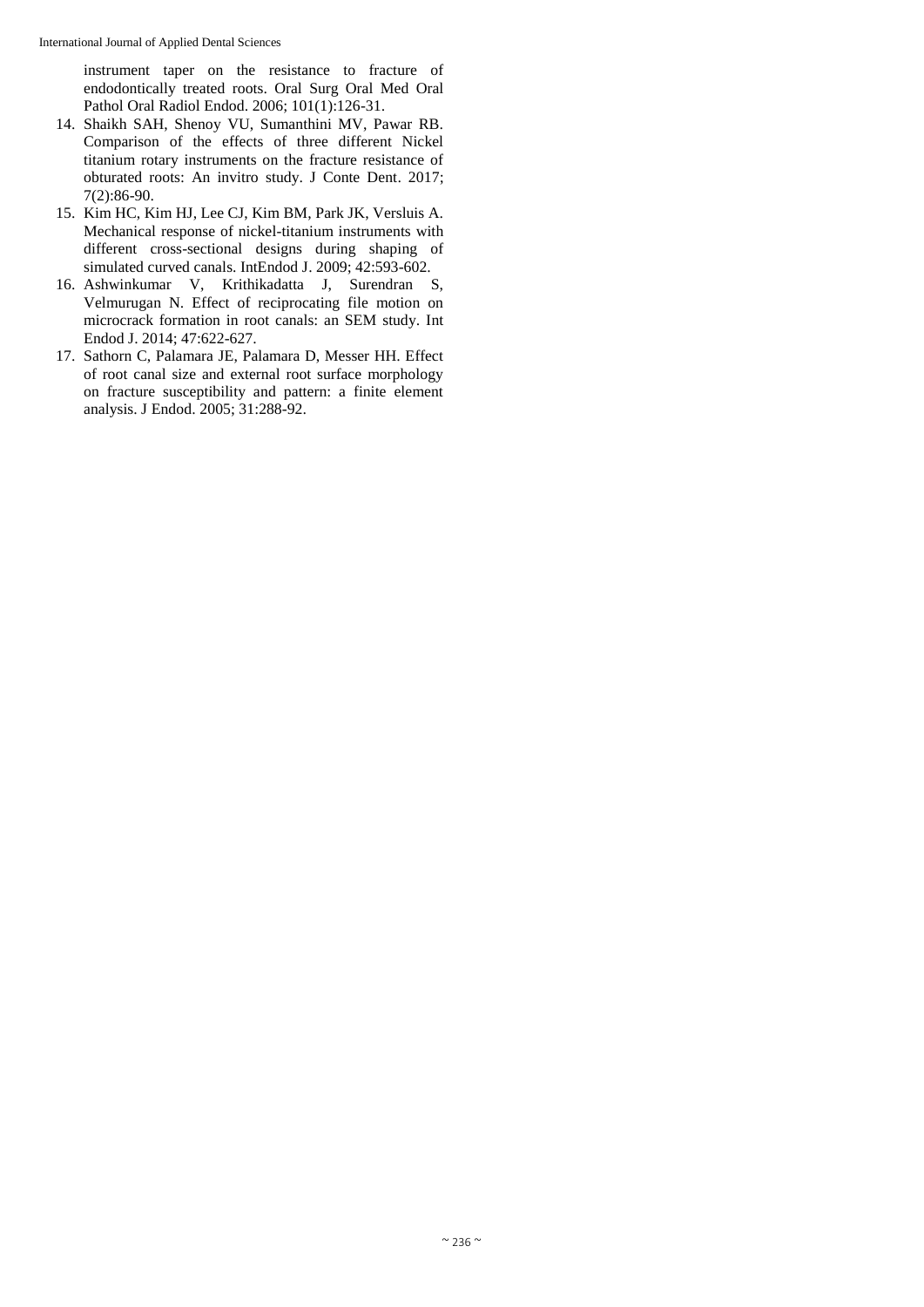instrument taper on the resistance to fracture of endodontically treated roots. Oral Surg Oral Med Oral Pathol Oral Radiol Endod. 2006; 101(1):126-31.

14. Shaikh SAH, Shenoy VU, Sumanthini MV, Pawar RB. Comparison of the effects of three different Nickel titanium rotary instruments on the fracture resistance of obturated roots: An invitro study. J Conte Dent. 2017; 7(2):86-90.
15. Kim HC, Kim HJ, Lee CJ, Kim BM, Park JK, Versluis A. Mechanical response of nickel-titanium instruments with different cross-sectional designs during shaping of simulated curved canals. IntEndod J. 2009; 42:593-602.
16. Ashwinkumar V, Krithikadatta J, Surendran S, Velmurugan N. Effect of reciprocating file motion on microcrack formation in root canals: an SEM study. Int Endod J. 2014; 47:622-627.
17. Sathorn C, Palamara JE, Palamara D, Messer HH. Effect of root canal size and external root surface morphology on fracture susceptibility and pattern: a finite element analysis. J Endod. 2005; 31:288-92.